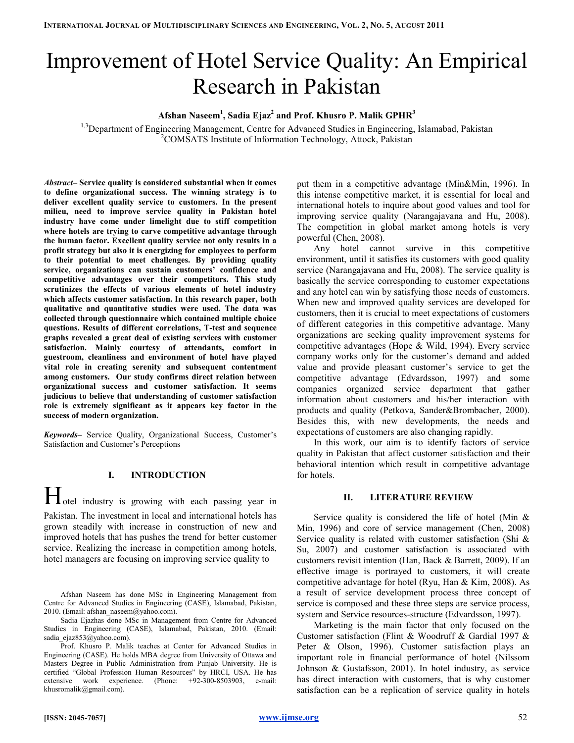// Improvement of Hotel Service Quality: An Empirical Research in Pakistan

# Improvement of Hotel Service Quality: An Empirical Research in Pakistan

**Afshan Naseem[1], Sadia Ejaz[2] and Prof. Khusro P. Malik GPHR[3]**

[1,3]Department of Engineering Management, Centre for Advanced Studies in Engineering, Islamabad, Pakistan
[2]COMSATS Institute of Information Technology, Attock, Pakistan

*Abstract–* **Service quality is considered substantial when it comes to define organizational success. The winning strategy is to deliver excellent quality service to customers. In the present milieu, need to improve service quality in Pakistan hotel industry have come under limelight due to stiff competition where hotels are trying to carve competitive advantage through the human factor. Excellent quality service not only results in a profit strategy but also it is energizing for employees to perform to their potential to meet challenges. By providing quality service, organizations can sustain customers' confidence and competitive advantages over their competitors. This study scrutinizes the effects of various elements of hotel industry which affects customer satisfaction. In this research paper, both qualitative and quantitative studies were used. The data was collected through questionnaire which contained multiple choice questions. Results of different correlations, T-test and sequence graphs revealed a great deal of existing services with customer satisfaction. Mainly courtesy of attendants, comfort in guestroom, cleanliness and environment of hotel have played vital role in creating serenity and subsequent contentment among customers. Our study confirms direct relation between organizational success and customer satisfaction. It seems judicious to believe that understanding of customer satisfaction role is extremely significant as it appears key factor in the success of modern organization.**

*Keywords–* Service Quality, Organizational Success, Customer's Satisfaction and Customer's Perceptions

## I. INTRODUCTION

Hotel industry is growing with each passing year in Pakistan. The investment in local and international hotels has grown steadily with increase in construction of new and improved hotels that has pushes the trend for better customer service. Realizing the increase in competition among hotels, hotel managers are focusing on improving service quality to put them in a competitive advantage (Min&Min, 1996). In this intense competitive market, it is essential for local and international hotels to inquire about good values and tool for improving service quality (Narangajavana and Hu, 2008). The competition in global market among hotels is very powerful (Chen, 2008).

Any hotel cannot survive in this competitive environment, until it satisfies its customers with good quality service (Narangajavana and Hu, 2008). The service quality is basically the service corresponding to customer expectations and any hotel can win by satisfying those needs of customers. When new and improved quality services are developed for customers, then it is crucial to meet expectations of customers of different categories in this competitive advantage. Many organizations are seeking quality improvement systems for competitive advantages (Hope & Wild, 1994). Every service company works only for the customer's demand and added value and provide pleasant customer's service to get the competitive advantage (Edvardsson, 1997) and some companies organized service department that gather information about customers and his/her interaction with products and quality (Petkova, Sander&Brombacher, 2000). Besides this, with new developments, the needs and expectations of customers are also changing rapidly.

In this work, our aim is to identify factors of service quality in Pakistan that affect customer satisfaction and their behavioral intention which result in competitive advantage for hotels.

## II. LITERATURE REVIEW

Service quality is considered the life of hotel (Min & Min, 1996) and core of service management (Chen, 2008) Service quality is related with customer satisfaction (Shi & Su, 2007) and customer satisfaction is associated with customers revisit intention (Han, Back & Barrett, 2009). If an effective image is portrayed to customers, it will create competitive advantage for hotel (Ryu, Han & Kim, 2008). As a result of service development process three concept of service is composed and these three steps are service process, system and Service resources-structure (Edvardsson, 1997).

Marketing is the main factor that only focused on the Customer satisfaction (Flint & Woodruff & Gardial 1997 & Peter & Olson, 1996). Customer satisfaction plays an important role in financial performance of hotel (Nilssom Johnson & Gustafsson, 2001). In hotel industry, as service has direct interaction with customers, that is why customer satisfaction can be a replication of service quality in hotels

---

Afshan Naseem has done MSc in Engineering Management from Centre for Advanced Studies in Engineering (CASE), Islamabad, Pakistan, 2010. (Email: afshan_naseem@yahoo.com).

Sadia Ejazhas done MSc in Management from Centre for Advanced Studies in Engineering (CASE), Islamabad, Pakistan, 2010. (Email: sadia_ejaz853@yahoo.com).

Prof. Khusro P. Malik teaches at Center for Advanced Studies in Engineering (CASE). He holds MBA degree from University of Ottawa and Masters Degree in Public Administration from Punjab University. He is certified "Global Profession Human Resources" by HRCI, USA. He has extensive work experience. (Phone: +92-300-8503903, e-mail: khusromalik@gmail.com).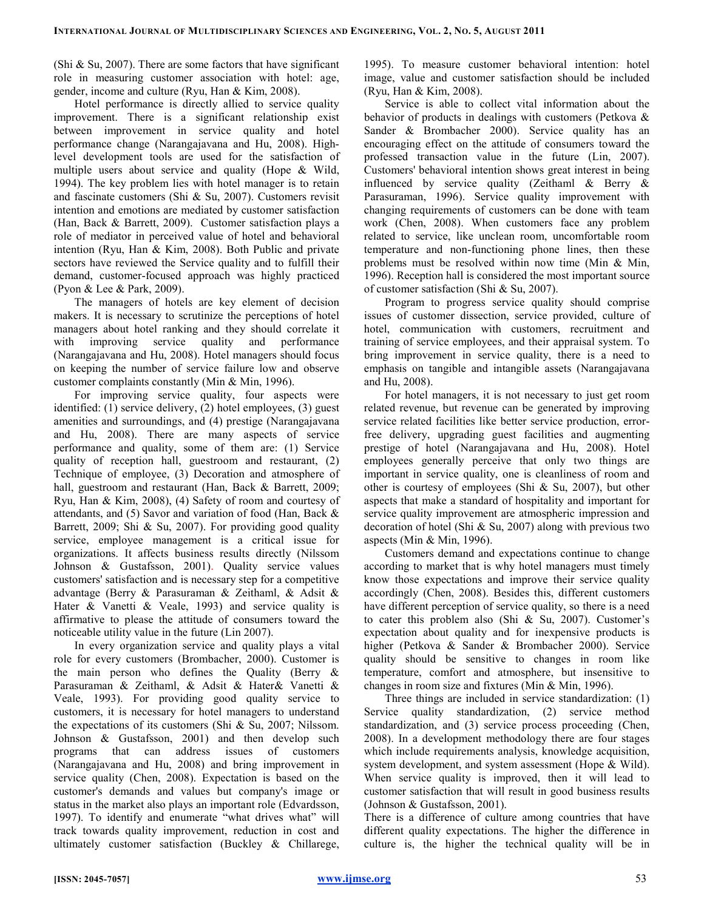(Shi & Su, 2007). There are some factors that have significant role in measuring customer association with hotel: age, gender, income and culture (Ryu, Han & Kim, 2008).

Hotel performance is directly allied to service quality improvement. There is a significant relationship exist between improvement in service quality and hotel performance change (Narangajavana and Hu, 2008). High-level development tools are used for the satisfaction of multiple users about service and quality (Hope & Wild, 1994). The key problem lies with hotel manager is to retain and fascinate customers (Shi & Su, 2007). Customers revisit intention and emotions are mediated by customer satisfaction (Han, Back & Barrett, 2009). Customer satisfaction plays a role of mediator in perceived value of hotel and behavioral intention (Ryu, Han & Kim, 2008). Both Public and private sectors have reviewed the Service quality and to fulfill their demand, customer-focused approach was highly practiced (Pyon & Lee & Park, 2009).

The managers of hotels are key element of decision makers. It is necessary to scrutinize the perceptions of hotel managers about hotel ranking and they should correlate it with improving service quality and performance (Narangajavana and Hu, 2008). Hotel managers should focus on keeping the number of service failure low and observe customer complaints constantly (Min & Min, 1996).

For improving service quality, four aspects were identified: (1) service delivery, (2) hotel employees, (3) guest amenities and surroundings, and (4) prestige (Narangajavana and Hu, 2008). There are many aspects of service performance and quality, some of them are: (1) Service quality of reception hall, guestroom and restaurant, (2) Technique of employee, (3) Decoration and atmosphere of hall, guestroom and restaurant (Han, Back & Barrett, 2009; Ryu, Han & Kim, 2008), (4) Safety of room and courtesy of attendants, and (5) Savor and variation of food (Han, Back & Barrett, 2009; Shi & Su, 2007). For providing good quality service, employee management is a critical issue for organizations. It affects business results directly (Nilssom Johnson & Gustafsson, 2001). Quality service values customers' satisfaction and is necessary step for a competitive advantage (Berry & Parasuraman & Zeithaml, & Adsit & Hater & Vanetti & Veale, 1993) and service quality is affirmative to please the attitude of consumers toward the noticeable utility value in the future (Lin 2007).

In every organization service and quality plays a vital role for every customers (Brombacher, 2000). Customer is the main person who defines the Quality (Berry & Parasuraman & Zeithaml, & Adsit & Hater& Vanetti & Veale, 1993). For providing good quality service to customers, it is necessary for hotel managers to understand the expectations of its customers (Shi & Su, 2007; Nilssom. Johnson & Gustafsson, 2001) and then develop such programs that can address issues of customers (Narangajavana and Hu, 2008) and bring improvement in service quality (Chen, 2008). Expectation is based on the customer's demands and values but company's image or status in the market also plays an important role (Edvardsson, 1997). To identify and enumerate "what drives what" will track towards quality improvement, reduction in cost and ultimately customer satisfaction (Buckley & Chillarege, 1995). To measure customer behavioral intention: hotel image, value and customer satisfaction should be included (Ryu, Han & Kim, 2008).

Service is able to collect vital information about the behavior of products in dealings with customers (Petkova & Sander & Brombacher 2000). Service quality has an encouraging effect on the attitude of consumers toward the professed transaction value in the future (Lin, 2007). Customers' behavioral intention shows great interest in being influenced by service quality (Zeithaml & Berry & Parasuraman, 1996). Service quality improvement with changing requirements of customers can be done with team work (Chen, 2008). When customers face any problem related to service, like unclean room, uncomfortable room temperature and non-functioning phone lines, then these problems must be resolved within now time (Min & Min, 1996). Reception hall is considered the most important source of customer satisfaction (Shi & Su, 2007).

Program to progress service quality should comprise issues of customer dissection, service provided, culture of hotel, communication with customers, recruitment and training of service employees, and their appraisal system. To bring improvement in service quality, there is a need to emphasis on tangible and intangible assets (Narangajavana and Hu, 2008).

For hotel managers, it is not necessary to just get room related revenue, but revenue can be generated by improving service related facilities like better service production, error-free delivery, upgrading guest facilities and augmenting prestige of hotel (Narangajavana and Hu, 2008). Hotel employees generally perceive that only two things are important in service quality, one is cleanliness of room and other is courtesy of employees (Shi & Su, 2007), but other aspects that make a standard of hospitality and important for service quality improvement are atmospheric impression and decoration of hotel (Shi & Su, 2007) along with previous two aspects (Min & Min, 1996).

Customers demand and expectations continue to change according to market that is why hotel managers must timely know those expectations and improve their service quality accordingly (Chen, 2008). Besides this, different customers have different perception of service quality, so there is a need to cater this problem also (Shi & Su, 2007). Customer's expectation about quality and for inexpensive products is higher (Petkova & Sander & Brombacher 2000). Service quality should be sensitive to changes in room like temperature, comfort and atmosphere, but insensitive to changes in room size and fixtures (Min & Min, 1996).

Three things are included in service standardization: (1) Service quality standardization, (2) service method standardization, and (3) service process proceeding (Chen, 2008). In a development methodology there are four stages which include requirements analysis, knowledge acquisition, system development, and system assessment (Hope & Wild). When service quality is improved, then it will lead to customer satisfaction that will result in good business results (Johnson & Gustafsson, 2001).

There is a difference of culture among countries that have different quality expectations. The higher the difference in culture is, the higher the technical quality will be in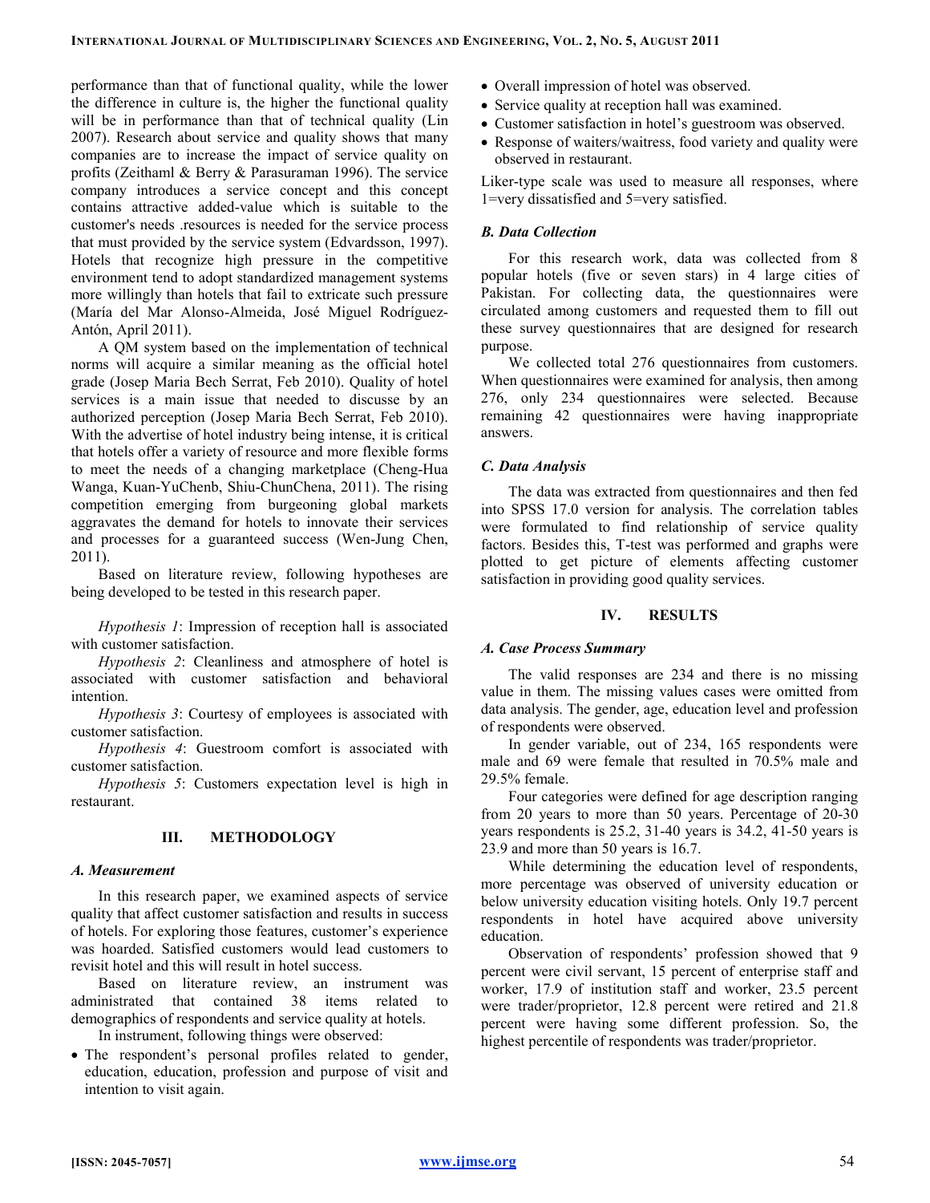performance than that of functional quality, while the lower the difference in culture is, the higher the functional quality will be in performance than that of technical quality (Lin 2007). Research about service and quality shows that many companies are to increase the impact of service quality on profits (Zeithaml & Berry & Parasuraman 1996). The service company introduces a service concept and this concept contains attractive added-value which is suitable to the customer's needs .resources is needed for the service process that must provided by the service system (Edvardsson, 1997). Hotels that recognize high pressure in the competitive environment tend to adopt standardized management systems more willingly than hotels that fail to extricate such pressure (María del Mar Alonso-Almeida, José Miguel Rodríguez-Antón, April 2011).

A QM system based on the implementation of technical norms will acquire a similar meaning as the official hotel grade (Josep Maria Bech Serrat, Feb 2010). Quality of hotel services is a main issue that needed to discusse by an authorized perception (Josep Maria Bech Serrat, Feb 2010). With the advertise of hotel industry being intense, it is critical that hotels offer a variety of resource and more flexible forms to meet the needs of a changing marketplace (Cheng-Hua Wanga, Kuan-YuChenb, Shiu-ChunChena, 2011). The rising competition emerging from burgeoning global markets aggravates the demand for hotels to innovate their services and processes for a guaranteed success (Wen-Jung Chen, 2011).

Based on literature review, following hypotheses are being developed to be tested in this research paper.

*Hypothesis 1*: Impression of reception hall is associated with customer satisfaction.

*Hypothesis 2*: Cleanliness and atmosphere of hotel is associated with customer satisfaction and behavioral intention.

*Hypothesis 3*: Courtesy of employees is associated with customer satisfaction.

*Hypothesis 4*: Guestroom comfort is associated with customer satisfaction.

*Hypothesis 5*: Customers expectation level is high in restaurant.

## III. METHODOLOGY

### *A. Measurement*

In this research paper, we examined aspects of service quality that affect customer satisfaction and results in success of hotels. For exploring those features, customer's experience was hoarded. Satisfied customers would lead customers to revisit hotel and this will result in hotel success.

Based on literature review, an instrument was administrated that contained 38 items related to demographics of respondents and service quality at hotels.

In instrument, following things were observed:

- The respondent's personal profiles related to gender, education, education, profession and purpose of visit and intention to visit again.
- Overall impression of hotel was observed.
- Service quality at reception hall was examined.
- Customer satisfaction in hotel's guestroom was observed.
- Response of waiters/waitress, food variety and quality were observed in restaurant.

Liker-type scale was used to measure all responses, where 1=very dissatisfied and 5=very satisfied.

### *B. Data Collection*

For this research work, data was collected from 8 popular hotels (five or seven stars) in 4 large cities of Pakistan. For collecting data, the questionnaires were circulated among customers and requested them to fill out these survey questionnaires that are designed for research purpose.

We collected total 276 questionnaires from customers. When questionnaires were examined for analysis, then among 276, only 234 questionnaires were selected. Because remaining 42 questionnaires were having inappropriate answers.

### *C. Data Analysis*

The data was extracted from questionnaires and then fed into SPSS 17.0 version for analysis. The correlation tables were formulated to find relationship of service quality factors. Besides this, T-test was performed and graphs were plotted to get picture of elements affecting customer satisfaction in providing good quality services.

## IV. RESULTS

### *A. Case Process Summary*

The valid responses are 234 and there is no missing value in them. The missing values cases were omitted from data analysis. The gender, age, education level and profession of respondents were observed.

In gender variable, out of 234, 165 respondents were male and 69 were female that resulted in 70.5% male and 29.5% female.

Four categories were defined for age description ranging from 20 years to more than 50 years. Percentage of 20-30 years respondents is 25.2, 31-40 years is 34.2, 41-50 years is 23.9 and more than 50 years is 16.7.

While determining the education level of respondents, more percentage was observed of university education or below university education visiting hotels. Only 19.7 percent respondents in hotel have acquired above university education.

Observation of respondents' profession showed that 9 percent were civil servant, 15 percent of enterprise staff and worker, 17.9 of institution staff and worker, 23.5 percent were trader/proprietor, 12.8 percent were retired and 21.8 percent were having some different profession. So, the highest percentile of respondents was trader/proprietor.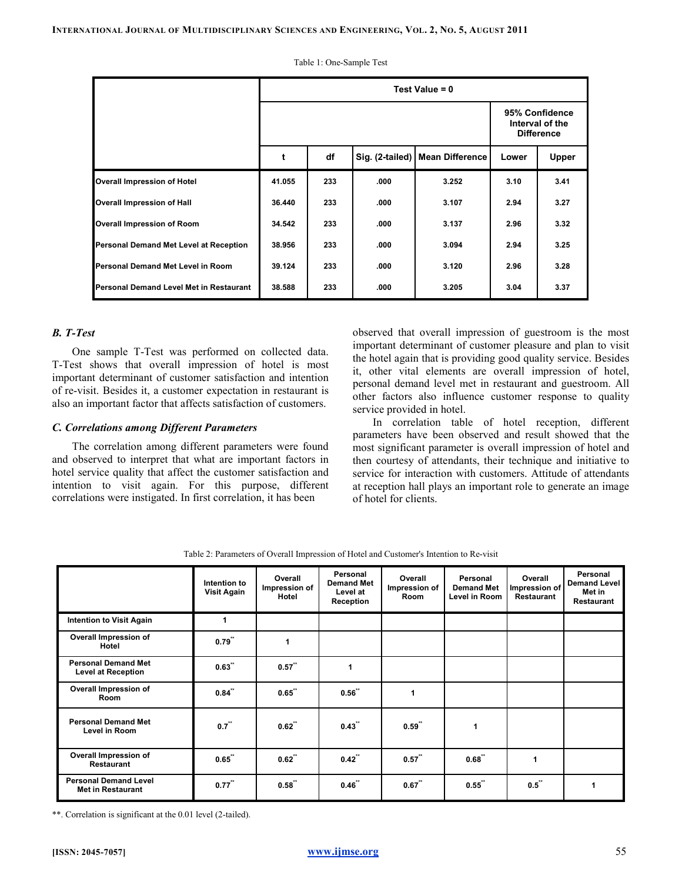Table 1: One-Sample Test

| | Test Value = 0 | | | | | |
|---|---|---|---|---|---|---|
| | | | | | 95% Confidence Interval of the Difference | |
| | t | df | Sig. (2-tailed) | Mean Difference | Lower | Upper |
| Overall Impression of Hotel | 41.055 | 233 | .000 | 3.252 | 3.10 | 3.41 |
| Overall Impression of Hall | 36.440 | 233 | .000 | 3.107 | 2.94 | 3.27 |
| Overall Impression of Room | 34.542 | 233 | .000 | 3.137 | 2.96 | 3.32 |
| Personal Demand Met Level at Reception | 38.956 | 233 | .000 | 3.094 | 2.94 | 3.25 |
| Personal Demand Met Level in Room | 39.124 | 233 | .000 | 3.120 | 2.96 | 3.28 |
| Personal Demand Level Met in Restaurant | 38.588 | 233 | .000 | 3.205 | 3.04 | 3.37 |

### *B. T-Test*

One sample T-Test was performed on collected data. T-Test shows that overall impression of hotel is most important determinant of customer satisfaction and intention of re-visit. Besides it, a customer expectation in restaurant is also an important factor that affects satisfaction of customers.

### *C. Correlations among Different Parameters*

The correlation among different parameters were found and observed to interpret that what are important factors in hotel service quality that affect the customer satisfaction and intention to visit again. For this purpose, different correlations were instigated. In first correlation, it has been observed that overall impression of guestroom is the most important determinant of customer pleasure and plan to visit the hotel again that is providing good quality service. Besides it, other vital elements are overall impression of hotel, personal demand level met in restaurant and guestroom. All other factors also influence customer response to quality service provided in hotel.

In correlation table of hotel reception, different parameters have been observed and result showed that the most significant parameter is overall impression of hotel and then courtesy of attendants, their technique and initiative to service for interaction with customers. Attitude of attendants at reception hall plays an important role to generate an image of hotel for clients.

Table 2: Parameters of Overall Impression of Hotel and Customer's Intention to Re-visit

| | Intention to Visit Again | Overall Impression of Hotel | Personal Demand Met Level at Reception | Overall Impression of Room | Personal Demand Met Level in Room | Overall Impression of Restaurant | Personal Demand Level Met in Restaurant |
|---|---|---|---|---|---|---|---|
| Intention to Visit Again | 1 | | | | | | |
| Overall Impression of Hotel | 0.79** | 1 | | | | | |
| Personal Demand Met Level at Reception | 0.63** | 0.57** | 1 | | | | |
| Overall Impression of Room | 0.84** | 0.65** | 0.56** | 1 | | | |
| Personal Demand Met Level in Room | 0.7** | 0.62** | 0.43** | 0.59** | 1 | | |
| Overall Impression of Restaurant | 0.65** | 0.62** | 0.42** | 0.57** | 0.68** | 1 | |
| Personal Demand Level Met in Restaurant | 0.77** | 0.58** | 0.46** | 0.67** | 0.55** | 0.5** | 1 |

**. Correlation is significant at the 0.01 level (2-tailed).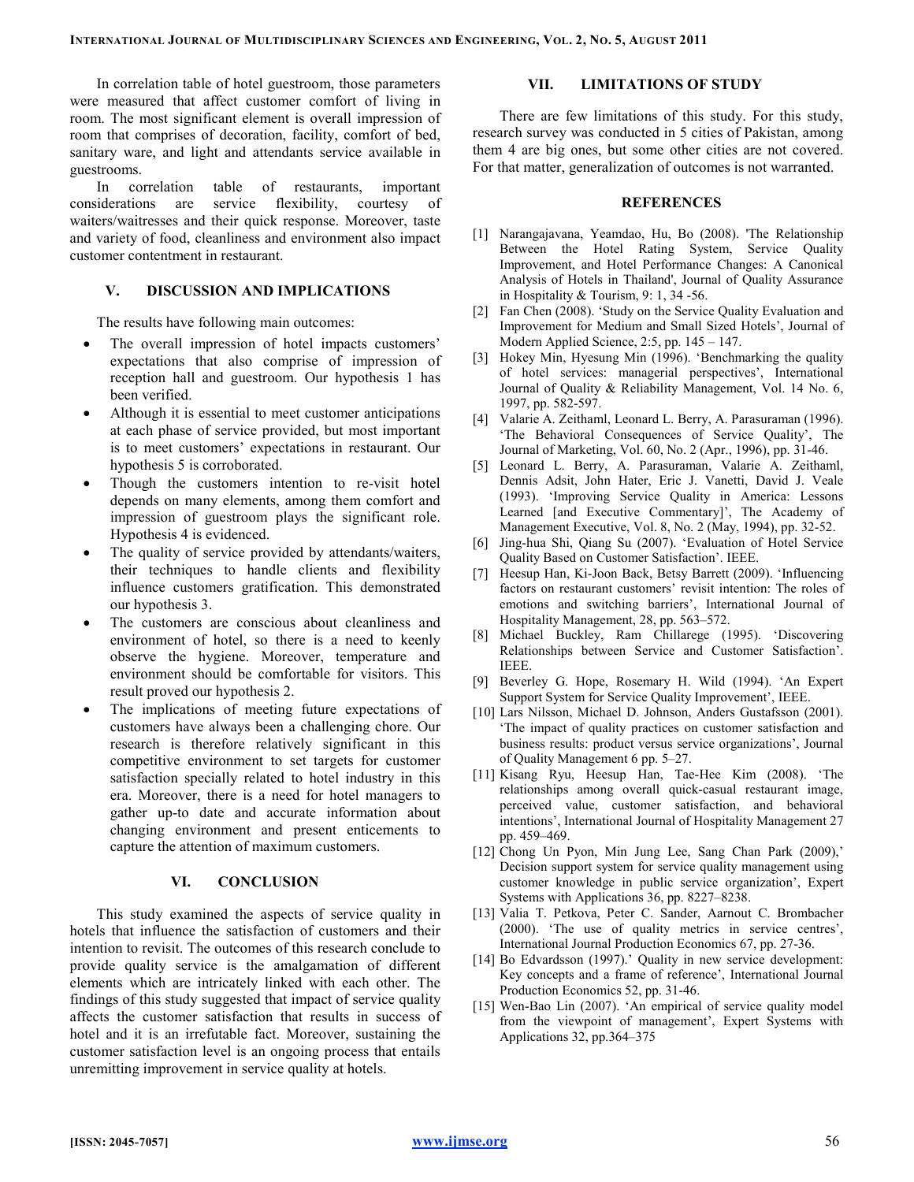In correlation table of hotel guestroom, those parameters were measured that affect customer comfort of living in room. The most significant element is overall impression of room that comprises of decoration, facility, comfort of bed, sanitary ware, and light and attendants service available in guestrooms.

In correlation table of restaurants, important considerations are service flexibility, courtesy of waiters/waitresses and their quick response. Moreover, taste and variety of food, cleanliness and environment also impact customer contentment in restaurant.

## V. DISCUSSION AND IMPLICATIONS

The results have following main outcomes:

- The overall impression of hotel impacts customers' expectations that also comprise of impression of reception hall and guestroom. Our hypothesis 1 has been verified.
- Although it is essential to meet customer anticipations at each phase of service provided, but most important is to meet customers' expectations in restaurant. Our hypothesis 5 is corroborated.
- Though the customers intention to re-visit hotel depends on many elements, among them comfort and impression of guestroom plays the significant role. Hypothesis 4 is evidenced.
- The quality of service provided by attendants/waiters, their techniques to handle clients and flexibility influence customers gratification. This demonstrated our hypothesis 3.
- The customers are conscious about cleanliness and environment of hotel, so there is a need to keenly observe the hygiene. Moreover, temperature and environment should be comfortable for visitors. This result proved our hypothesis 2.
- The implications of meeting future expectations of customers have always been a challenging chore. Our research is therefore relatively significant in this competitive environment to set targets for customer satisfaction specially related to hotel industry in this era. Moreover, there is a need for hotel managers to gather up-to date and accurate information about changing environment and present enticements to capture the attention of maximum customers.

## VI. CONCLUSION

This study examined the aspects of service quality in hotels that influence the satisfaction of customers and their intention to revisit. The outcomes of this research conclude to provide quality service is the amalgamation of different elements which are intricately linked with each other. The findings of this study suggested that impact of service quality affects the customer satisfaction that results in success of hotel and it is an irrefutable fact. Moreover, sustaining the customer satisfaction level is an ongoing process that entails unremitting improvement in service quality at hotels.

## VII. LIMITATIONS OF STUDY

There are few limitations of this study. For this study, research survey was conducted in 5 cities of Pakistan, among them 4 are big ones, but some other cities are not covered. For that matter, generalization of outcomes is not warranted.

## REFERENCES

[1] Narangajavana, Yeamdao, Hu, Bo (2008). 'The Relationship Between the Hotel Rating System, Service Quality Improvement, and Hotel Performance Changes: A Canonical Analysis of Hotels in Thailand', Journal of Quality Assurance in Hospitality & Tourism, 9: 1, 34 -56.

[2] Fan Chen (2008). 'Study on the Service Quality Evaluation and Improvement for Medium and Small Sized Hotels', Journal of Modern Applied Science, 2:5, pp. 145 – 147.

[3] Hokey Min, Hyesung Min (1996). 'Benchmarking the quality of hotel services: managerial perspectives', International Journal of Quality & Reliability Management, Vol. 14 No. 6, 1997, pp. 582-597.

[4] Valarie A. Zeithaml, Leonard L. Berry, A. Parasuraman (1996). 'The Behavioral Consequences of Service Quality', The Journal of Marketing, Vol. 60, No. 2 (Apr., 1996), pp. 31-46.

[5] Leonard L. Berry, A. Parasuraman, Valarie A. Zeithaml, Dennis Adsit, John Hater, Eric J. Vanetti, David J. Veale (1993). 'Improving Service Quality in America: Lessons Learned [and Executive Commentary]', The Academy of Management Executive, Vol. 8, No. 2 (May, 1994), pp. 32-52.

[6] Jing-hua Shi, Qiang Su (2007). 'Evaluation of Hotel Service Quality Based on Customer Satisfaction'. IEEE.

[7] Heesup Han, Ki-Joon Back, Betsy Barrett (2009). 'Influencing factors on restaurant customers' revisit intention: The roles of emotions and switching barriers', International Journal of Hospitality Management, 28, pp. 563–572.

[8] Michael Buckley, Ram Chillarege (1995). 'Discovering Relationships between Service and Customer Satisfaction'. IEEE.

[9] Beverley G. Hope, Rosemary H. Wild (1994). 'An Expert Support System for Service Quality Improvement', IEEE.

[10] Lars Nilsson, Michael D. Johnson, Anders Gustafsson (2001). 'The impact of quality practices on customer satisfaction and business results: product versus service organizations', Journal of Quality Management 6 pp. 5–27.

[11] Kisang Ryu, Heesup Han, Tae-Hee Kim (2008). 'The relationships among overall quick-casual restaurant image, perceived value, customer satisfaction, and behavioral intentions', International Journal of Hospitality Management 27 pp. 459–469.

[12] Chong Un Pyon, Min Jung Lee, Sang Chan Park (2009),' Decision support system for service quality management using customer knowledge in public service organization', Expert Systems with Applications 36, pp. 8227–8238.

[13] Valia T. Petkova, Peter C. Sander, Aarnout C. Brombacher (2000). 'The use of quality metrics in service centres', International Journal Production Economics 67, pp. 27-36.

[14] Bo Edvardsson (1997).' Quality in new service development: Key concepts and a frame of reference', International Journal Production Economics 52, pp. 31-46.

[15] Wen-Bao Lin (2007). 'An empirical of service quality model from the viewpoint of management', Expert Systems with Applications 32, pp.364–375